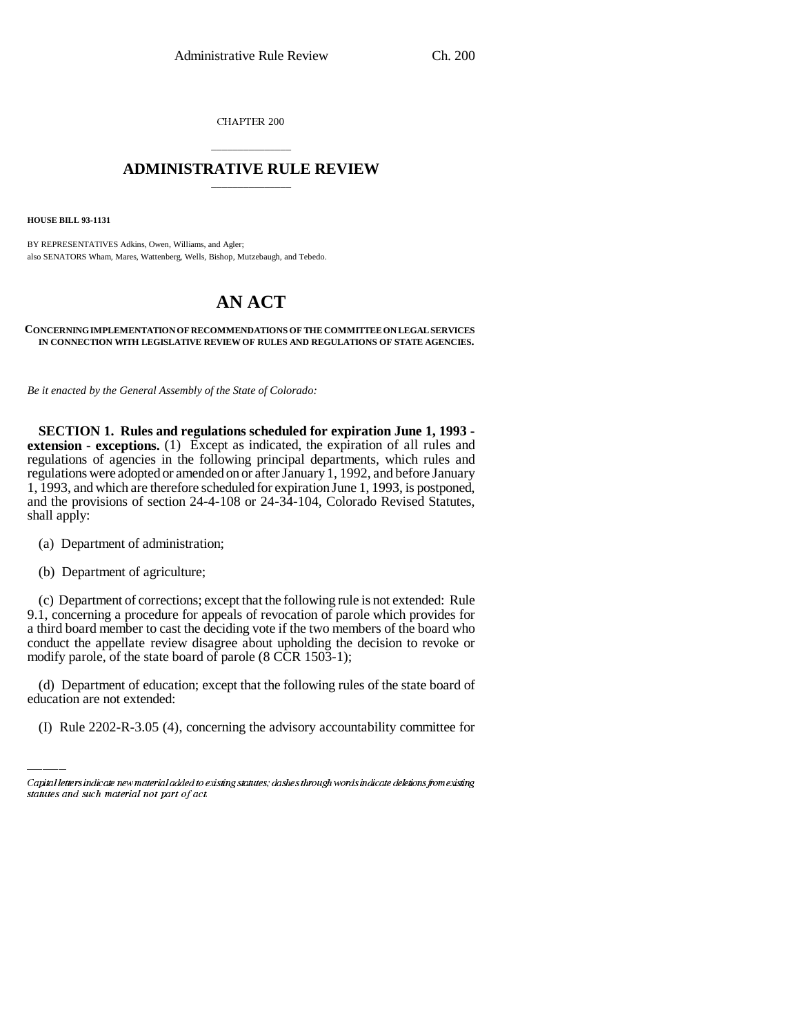CHAPTER 200

# ADMINISTRATIVE RULE REVIEW

**HOUSE BILL 93-1131**

BY REPRESENTATIVES Adkins, Owen, Williams, and Agler;
also SENATORS Wham, Mares, Wattenberg, Wells, Bishop, Mutzebaugh, and Tebedo.

# AN ACT

**CONCERNING IMPLEMENTATION OF RECOMMENDATIONS OF THE COMMITTEE ON LEGAL SERVICES IN CONNECTION WITH LEGISLATIVE REVIEW OF RULES AND REGULATIONS OF STATE AGENCIES.**

*Be it enacted by the General Assembly of the State of Colorado:*

**SECTION 1. Rules and regulations scheduled for expiration June 1, 1993 - extension - exceptions.** (1) Except as indicated, the expiration of all rules and regulations of agencies in the following principal departments, which rules and regulations were adopted or amended on or after January 1, 1992, and before January 1, 1993, and which are therefore scheduled for expiration June 1, 1993, is postponed, and the provisions of section 24-4-108 or 24-34-104, Colorado Revised Statutes, shall apply:

(a) Department of administration;

(b) Department of agriculture;

(c) Department of corrections; except that the following rule is not extended: Rule 9.1, concerning a procedure for appeals of revocation of parole which provides for a third board member to cast the deciding vote if the two members of the board who conduct the appellate review disagree about upholding the decision to revoke or modify parole, of the state board of parole (8 CCR 1503-1);

(d) Department of education; except that the following rules of the state board of education are not extended:

(I) Rule 2202-R-3.05 (4), concerning the advisory accountability committee for

Capital letters indicate new material added to existing statutes; dashes through words indicate deletions from existing statutes and such material not part of act.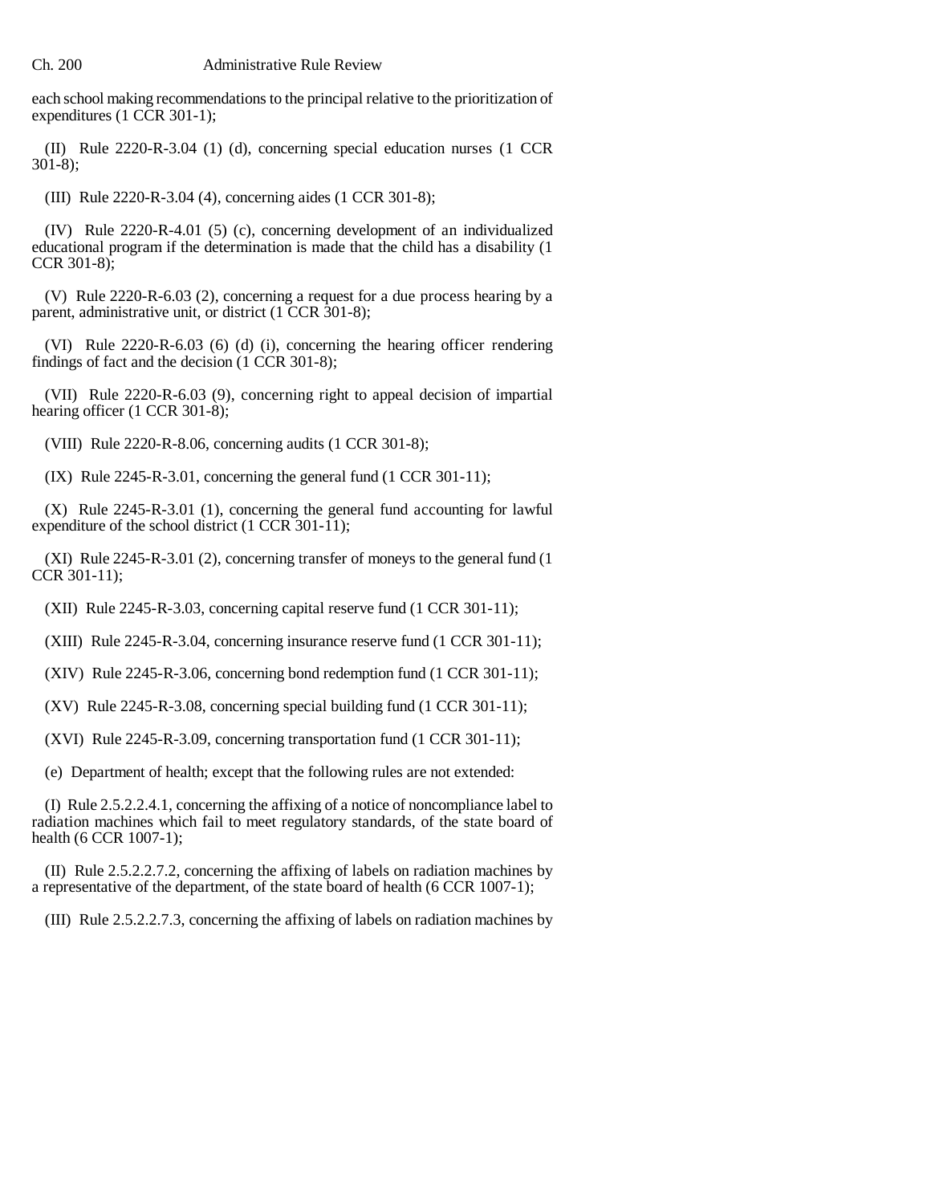each school making recommendations to the principal relative to the prioritization of expenditures (1 CCR 301-1);

(II) Rule 2220-R-3.04 (1) (d), concerning special education nurses (1 CCR 301-8);

(III) Rule 2220-R-3.04 (4), concerning aides (1 CCR 301-8);

(IV) Rule 2220-R-4.01 (5) (c), concerning development of an individualized educational program if the determination is made that the child has a disability (1 CCR 301-8);

(V) Rule 2220-R-6.03 (2), concerning a request for a due process hearing by a parent, administrative unit, or district (1 CCR 301-8);

(VI) Rule 2220-R-6.03 (6) (d) (i), concerning the hearing officer rendering findings of fact and the decision (1 CCR 301-8);

(VII) Rule 2220-R-6.03 (9), concerning right to appeal decision of impartial hearing officer (1 CCR 301-8);

(VIII) Rule 2220-R-8.06, concerning audits (1 CCR 301-8);

(IX) Rule 2245-R-3.01, concerning the general fund (1 CCR 301-11);

(X) Rule 2245-R-3.01 (1), concerning the general fund accounting for lawful expenditure of the school district (1 CCR 301-11);

(XI) Rule 2245-R-3.01 (2), concerning transfer of moneys to the general fund (1 CCR 301-11);

(XII) Rule 2245-R-3.03, concerning capital reserve fund (1 CCR 301-11);

(XIII) Rule 2245-R-3.04, concerning insurance reserve fund (1 CCR 301-11);

(XIV) Rule 2245-R-3.06, concerning bond redemption fund (1 CCR 301-11);

(XV) Rule 2245-R-3.08, concerning special building fund (1 CCR 301-11);

(XVI) Rule 2245-R-3.09, concerning transportation fund (1 CCR 301-11);

(e) Department of health; except that the following rules are not extended:

(I) Rule 2.5.2.2.4.1, concerning the affixing of a notice of noncompliance label to radiation machines which fail to meet regulatory standards, of the state board of health (6 CCR 1007-1);

(II) Rule 2.5.2.2.7.2, concerning the affixing of labels on radiation machines by a representative of the department, of the state board of health (6 CCR 1007-1);

(III) Rule 2.5.2.2.7.3, concerning the affixing of labels on radiation machines by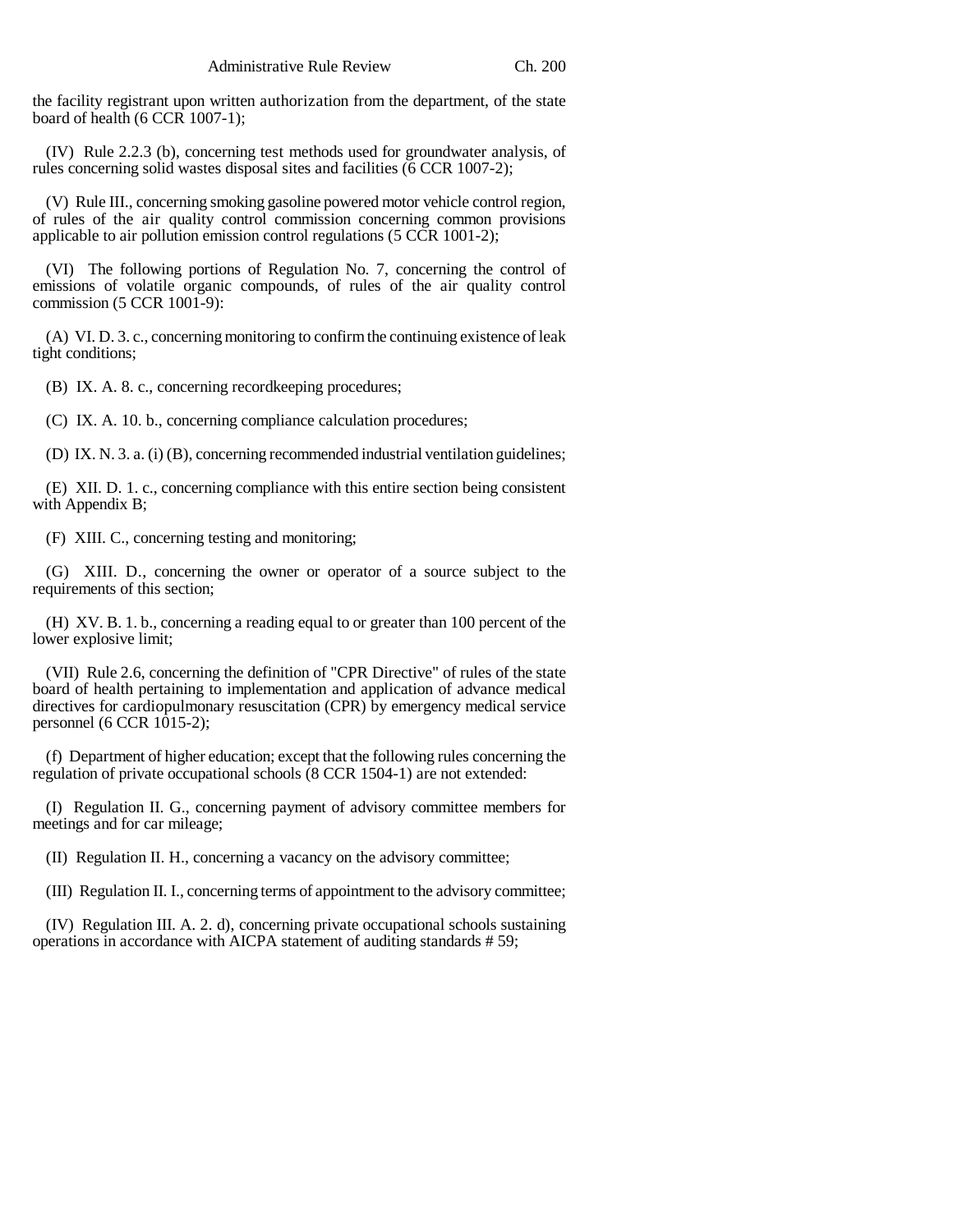the facility registrant upon written authorization from the department, of the state board of health (6 CCR 1007-1);

(IV) Rule 2.2.3 (b), concerning test methods used for groundwater analysis, of rules concerning solid wastes disposal sites and facilities (6 CCR 1007-2);

(V) Rule III., concerning smoking gasoline powered motor vehicle control region, of rules of the air quality control commission concerning common provisions applicable to air pollution emission control regulations (5 CCR 1001-2);

(VI) The following portions of Regulation No. 7, concerning the control of emissions of volatile organic compounds, of rules of the air quality control commission (5 CCR 1001-9):

(A) VI. D. 3. c., concerning monitoring to confirm the continuing existence of leak tight conditions;

(B) IX. A. 8. c., concerning recordkeeping procedures;

(C) IX. A. 10. b., concerning compliance calculation procedures;

(D) IX. N. 3. a. (i) (B), concerning recommended industrial ventilation guidelines;

(E) XII. D. 1. c., concerning compliance with this entire section being consistent with Appendix B;

(F) XIII. C., concerning testing and monitoring;

(G) XIII. D., concerning the owner or operator of a source subject to the requirements of this section;

(H) XV. B. 1. b., concerning a reading equal to or greater than 100 percent of the lower explosive limit;

(VII) Rule 2.6, concerning the definition of "CPR Directive" of rules of the state board of health pertaining to implementation and application of advance medical directives for cardiopulmonary resuscitation (CPR) by emergency medical service personnel (6 CCR 1015-2);

(f) Department of higher education; except that the following rules concerning the regulation of private occupational schools (8 CCR 1504-1) are not extended:

(I) Regulation II. G., concerning payment of advisory committee members for meetings and for car mileage;

(II) Regulation II. H., concerning a vacancy on the advisory committee;

(III) Regulation II. I., concerning terms of appointment to the advisory committee;

(IV) Regulation III. A. 2. d), concerning private occupational schools sustaining operations in accordance with AICPA statement of auditing standards # 59;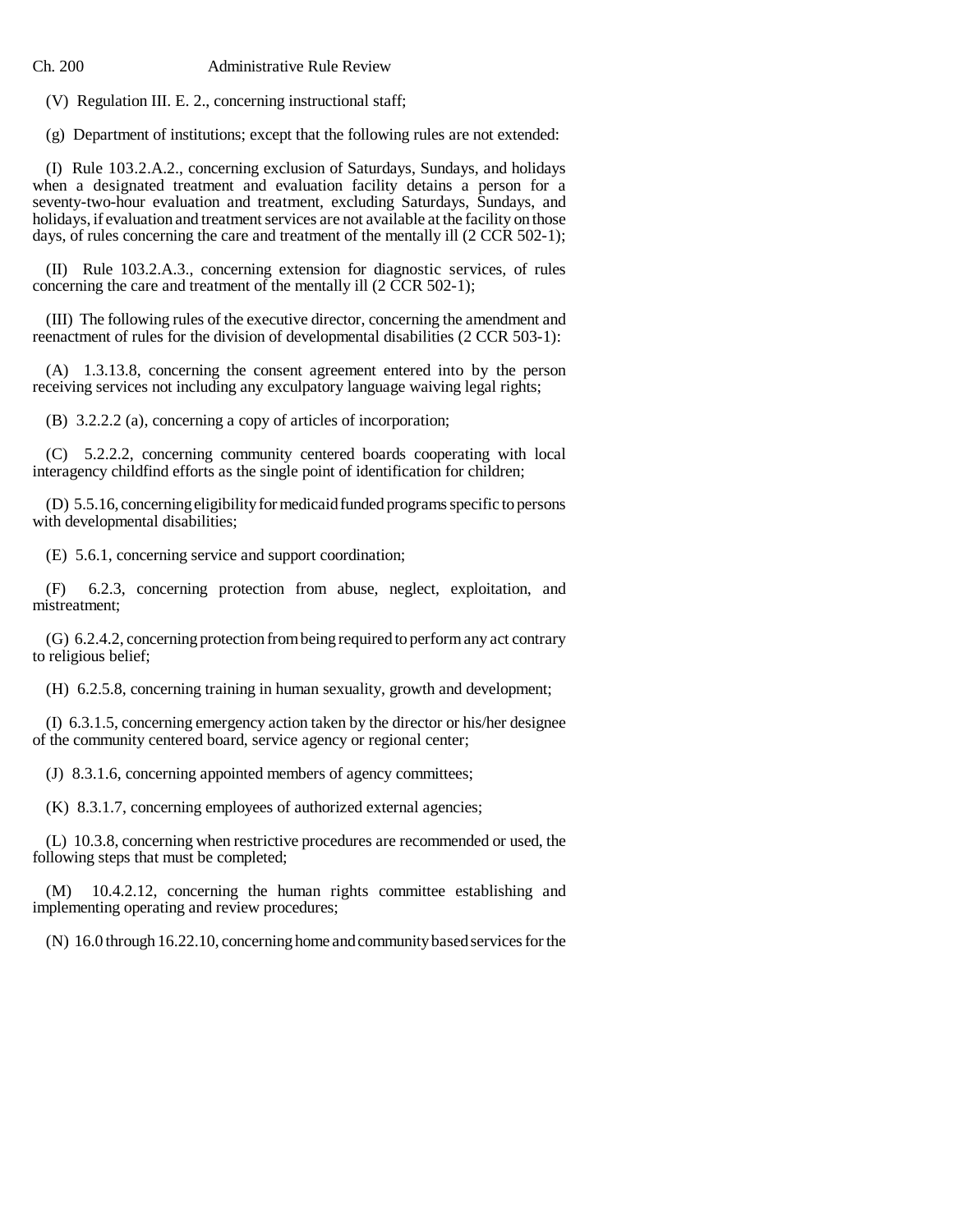(V) Regulation III. E. 2., concerning instructional staff;

(g) Department of institutions; except that the following rules are not extended:

(I) Rule 103.2.A.2., concerning exclusion of Saturdays, Sundays, and holidays when a designated treatment and evaluation facility detains a person for a seventy-two-hour evaluation and treatment, excluding Saturdays, Sundays, and holidays, if evaluation and treatment services are not available at the facility on those days, of rules concerning the care and treatment of the mentally ill (2 CCR 502-1);

(II) Rule 103.2.A.3., concerning extension for diagnostic services, of rules concerning the care and treatment of the mentally ill (2 CCR 502-1);

(III) The following rules of the executive director, concerning the amendment and reenactment of rules for the division of developmental disabilities (2 CCR 503-1):

(A) 1.3.13.8, concerning the consent agreement entered into by the person receiving services not including any exculpatory language waiving legal rights;

(B) 3.2.2.2 (a), concerning a copy of articles of incorporation;

(C) 5.2.2.2, concerning community centered boards cooperating with local interagency childfind efforts as the single point of identification for children;

(D) 5.5.16, concerning eligibility for medicaid funded programs specific to persons with developmental disabilities;

(E) 5.6.1, concerning service and support coordination;

(F) 6.2.3, concerning protection from abuse, neglect, exploitation, and mistreatment;

(G) 6.2.4.2, concerning protection from being required to perform any act contrary to religious belief;

(H) 6.2.5.8, concerning training in human sexuality, growth and development;

(I) 6.3.1.5, concerning emergency action taken by the director or his/her designee of the community centered board, service agency or regional center;

(J) 8.3.1.6, concerning appointed members of agency committees;

(K) 8.3.1.7, concerning employees of authorized external agencies;

(L) 10.3.8, concerning when restrictive procedures are recommended or used, the following steps that must be completed;

(M) 10.4.2.12, concerning the human rights committee establishing and implementing operating and review procedures;

(N) 16.0 through 16.22.10, concerning home and community based services for the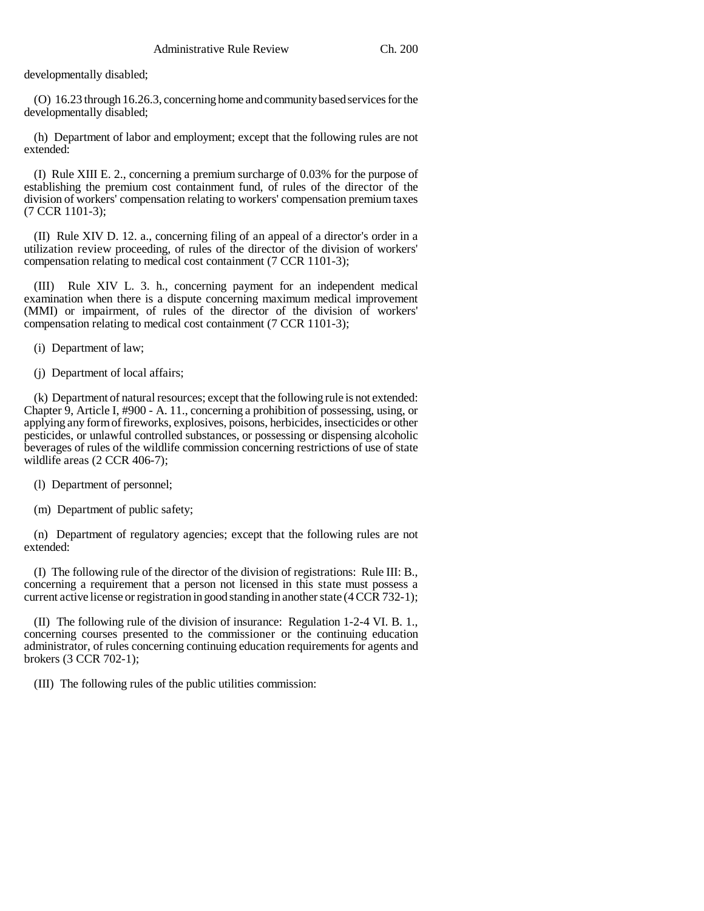developmentally disabled;

(O) 16.23 through 16.26.3, concerning home and community based services for the developmentally disabled;

(h) Department of labor and employment; except that the following rules are not extended:

(I) Rule XIII E. 2., concerning a premium surcharge of 0.03% for the purpose of establishing the premium cost containment fund, of rules of the director of the division of workers' compensation relating to workers' compensation premium taxes (7 CCR 1101-3);

(II) Rule XIV D. 12. a., concerning filing of an appeal of a director's order in a utilization review proceeding, of rules of the director of the division of workers' compensation relating to medical cost containment (7 CCR 1101-3);

(III) Rule XIV L. 3. h., concerning payment for an independent medical examination when there is a dispute concerning maximum medical improvement (MMI) or impairment, of rules of the director of the division of workers' compensation relating to medical cost containment (7 CCR 1101-3);

(i) Department of law;

(j) Department of local affairs;

(k) Department of natural resources; except that the following rule is not extended: Chapter 9, Article I, #900 - A. 11., concerning a prohibition of possessing, using, or applying any form of fireworks, explosives, poisons, herbicides, insecticides or other pesticides, or unlawful controlled substances, or possessing or dispensing alcoholic beverages of rules of the wildlife commission concerning restrictions of use of state wildlife areas (2 CCR 406-7);

(l) Department of personnel;

(m) Department of public safety;

(n) Department of regulatory agencies; except that the following rules are not extended:

(I) The following rule of the director of the division of registrations: Rule III: B., concerning a requirement that a person not licensed in this state must possess a current active license or registration in good standing in another state (4 CCR 732-1);

(II) The following rule of the division of insurance: Regulation 1-2-4 VI. B. 1., concerning courses presented to the commissioner or the continuing education administrator, of rules concerning continuing education requirements for agents and brokers (3 CCR 702-1);

(III) The following rules of the public utilities commission: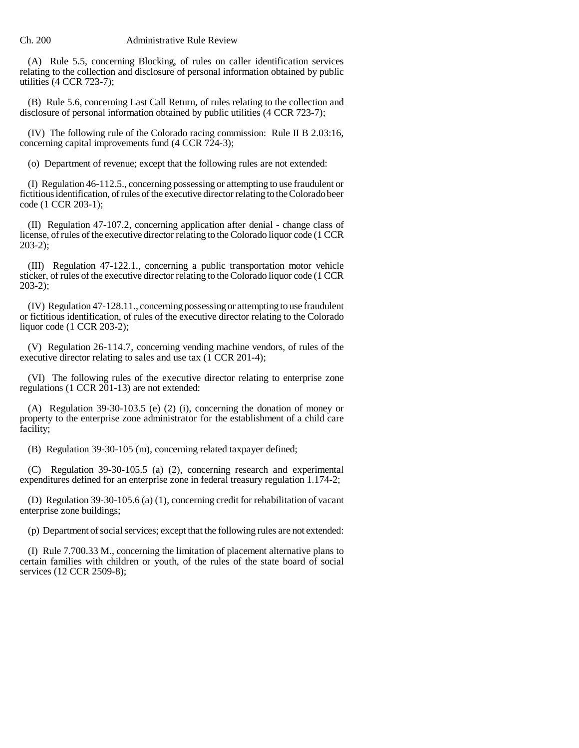(A) Rule 5.5, concerning Blocking, of rules on caller identification services relating to the collection and disclosure of personal information obtained by public utilities (4 CCR 723-7);

(B) Rule 5.6, concerning Last Call Return, of rules relating to the collection and disclosure of personal information obtained by public utilities (4 CCR 723-7);

(IV) The following rule of the Colorado racing commission: Rule II B 2.03:16, concerning capital improvements fund (4 CCR 724-3);

(o) Department of revenue; except that the following rules are not extended:

(I) Regulation 46-112.5., concerning possessing or attempting to use fraudulent or fictitious identification, of rules of the executive director relating to the Colorado beer code (1 CCR 203-1);

(II) Regulation 47-107.2, concerning application after denial - change class of license, of rules of the executive director relating to the Colorado liquor code (1 CCR 203-2);

(III) Regulation 47-122.1., concerning a public transportation motor vehicle sticker, of rules of the executive director relating to the Colorado liquor code (1 CCR 203-2);

(IV) Regulation 47-128.11., concerning possessing or attempting to use fraudulent or fictitious identification, of rules of the executive director relating to the Colorado liquor code (1 CCR 203-2);

(V) Regulation 26-114.7, concerning vending machine vendors, of rules of the executive director relating to sales and use tax (1 CCR 201-4);

(VI) The following rules of the executive director relating to enterprise zone regulations (1 CCR 201-13) are not extended:

(A) Regulation 39-30-103.5 (e) (2) (i), concerning the donation of money or property to the enterprise zone administrator for the establishment of a child care facility;

(B) Regulation 39-30-105 (m), concerning related taxpayer defined;

(C) Regulation 39-30-105.5 (a) (2), concerning research and experimental expenditures defined for an enterprise zone in federal treasury regulation 1.174-2;

(D) Regulation 39-30-105.6 (a) (1), concerning credit for rehabilitation of vacant enterprise zone buildings;

(p) Department of social services; except that the following rules are not extended:

(I) Rule 7.700.33 M., concerning the limitation of placement alternative plans to certain families with children or youth, of the rules of the state board of social services (12 CCR 2509-8);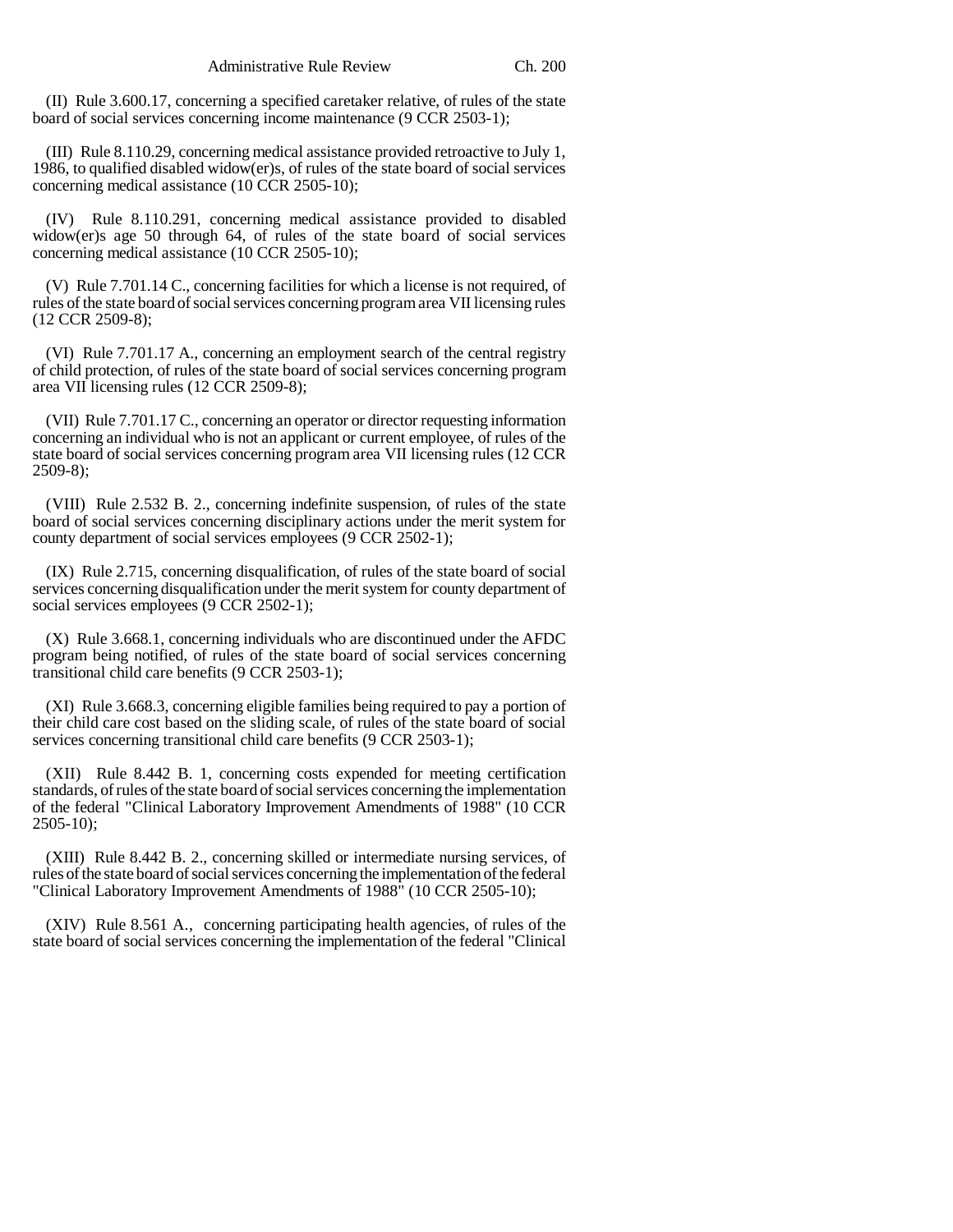(II) Rule 3.600.17, concerning a specified caretaker relative, of rules of the state board of social services concerning income maintenance (9 CCR 2503-1);

(III) Rule 8.110.29, concerning medical assistance provided retroactive to July 1, 1986, to qualified disabled widow(er)s, of rules of the state board of social services concerning medical assistance (10 CCR 2505-10);

(IV) Rule 8.110.291, concerning medical assistance provided to disabled widow(er)s age 50 through 64, of rules of the state board of social services concerning medical assistance (10 CCR 2505-10);

(V) Rule 7.701.14 C., concerning facilities for which a license is not required, of rules of the state board of social services concerning program area VII licensing rules (12 CCR 2509-8);

(VI) Rule 7.701.17 A., concerning an employment search of the central registry of child protection, of rules of the state board of social services concerning program area VII licensing rules (12 CCR 2509-8);

(VII) Rule 7.701.17 C., concerning an operator or director requesting information concerning an individual who is not an applicant or current employee, of rules of the state board of social services concerning program area VII licensing rules (12 CCR 2509-8);

(VIII) Rule 2.532 B. 2., concerning indefinite suspension, of rules of the state board of social services concerning disciplinary actions under the merit system for county department of social services employees (9 CCR 2502-1);

(IX) Rule 2.715, concerning disqualification, of rules of the state board of social services concerning disqualification under the merit system for county department of social services employees (9 CCR 2502-1);

(X) Rule 3.668.1, concerning individuals who are discontinued under the AFDC program being notified, of rules of the state board of social services concerning transitional child care benefits (9 CCR 2503-1);

(XI) Rule 3.668.3, concerning eligible families being required to pay a portion of their child care cost based on the sliding scale, of rules of the state board of social services concerning transitional child care benefits (9 CCR 2503-1);

(XII) Rule 8.442 B. 1, concerning costs expended for meeting certification standards, of rules of the state board of social services concerning the implementation of the federal "Clinical Laboratory Improvement Amendments of 1988" (10 CCR 2505-10);

(XIII) Rule 8.442 B. 2., concerning skilled or intermediate nursing services, of rules of the state board of social services concerning the implementation of the federal "Clinical Laboratory Improvement Amendments of 1988" (10 CCR 2505-10);

(XIV) Rule 8.561 A., concerning participating health agencies, of rules of the state board of social services concerning the implementation of the federal "Clinical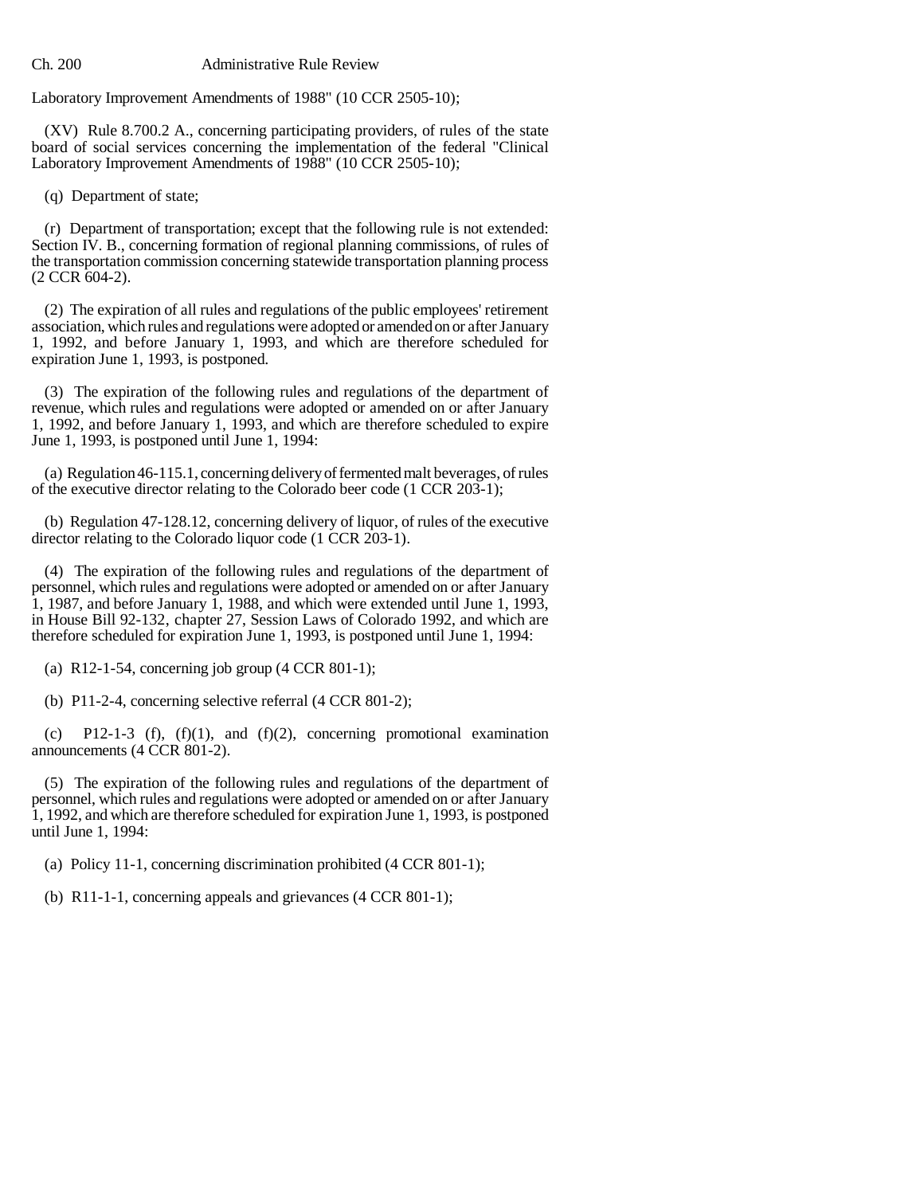Laboratory Improvement Amendments of 1988" (10 CCR 2505-10);

(XV) Rule 8.700.2 A., concerning participating providers, of rules of the state board of social services concerning the implementation of the federal "Clinical Laboratory Improvement Amendments of 1988" (10 CCR 2505-10);

(q) Department of state;

(r) Department of transportation; except that the following rule is not extended: Section IV. B., concerning formation of regional planning commissions, of rules of the transportation commission concerning statewide transportation planning process (2 CCR 604-2).

(2) The expiration of all rules and regulations of the public employees' retirement association, which rules and regulations were adopted or amended on or after January 1, 1992, and before January 1, 1993, and which are therefore scheduled for expiration June 1, 1993, is postponed.

(3) The expiration of the following rules and regulations of the department of revenue, which rules and regulations were adopted or amended on or after January 1, 1992, and before January 1, 1993, and which are therefore scheduled to expire June 1, 1993, is postponed until June 1, 1994:

(a) Regulation 46-115.1, concerning delivery of fermented malt beverages, of rules of the executive director relating to the Colorado beer code (1 CCR 203-1);

(b) Regulation 47-128.12, concerning delivery of liquor, of rules of the executive director relating to the Colorado liquor code (1 CCR 203-1).

(4) The expiration of the following rules and regulations of the department of personnel, which rules and regulations were adopted or amended on or after January 1, 1987, and before January 1, 1988, and which were extended until June 1, 1993, in House Bill 92-132, chapter 27, Session Laws of Colorado 1992, and which are therefore scheduled for expiration June 1, 1993, is postponed until June 1, 1994:

(a) R12-1-54, concerning job group (4 CCR 801-1);

(b) P11-2-4, concerning selective referral (4 CCR 801-2);

(c) P12-1-3 (f), (f)(1), and (f)(2), concerning promotional examination announcements (4 CCR 801-2).

(5) The expiration of the following rules and regulations of the department of personnel, which rules and regulations were adopted or amended on or after January 1, 1992, and which are therefore scheduled for expiration June 1, 1993, is postponed until June 1, 1994:

(a) Policy 11-1, concerning discrimination prohibited (4 CCR 801-1);

(b) R11-1-1, concerning appeals and grievances (4 CCR 801-1);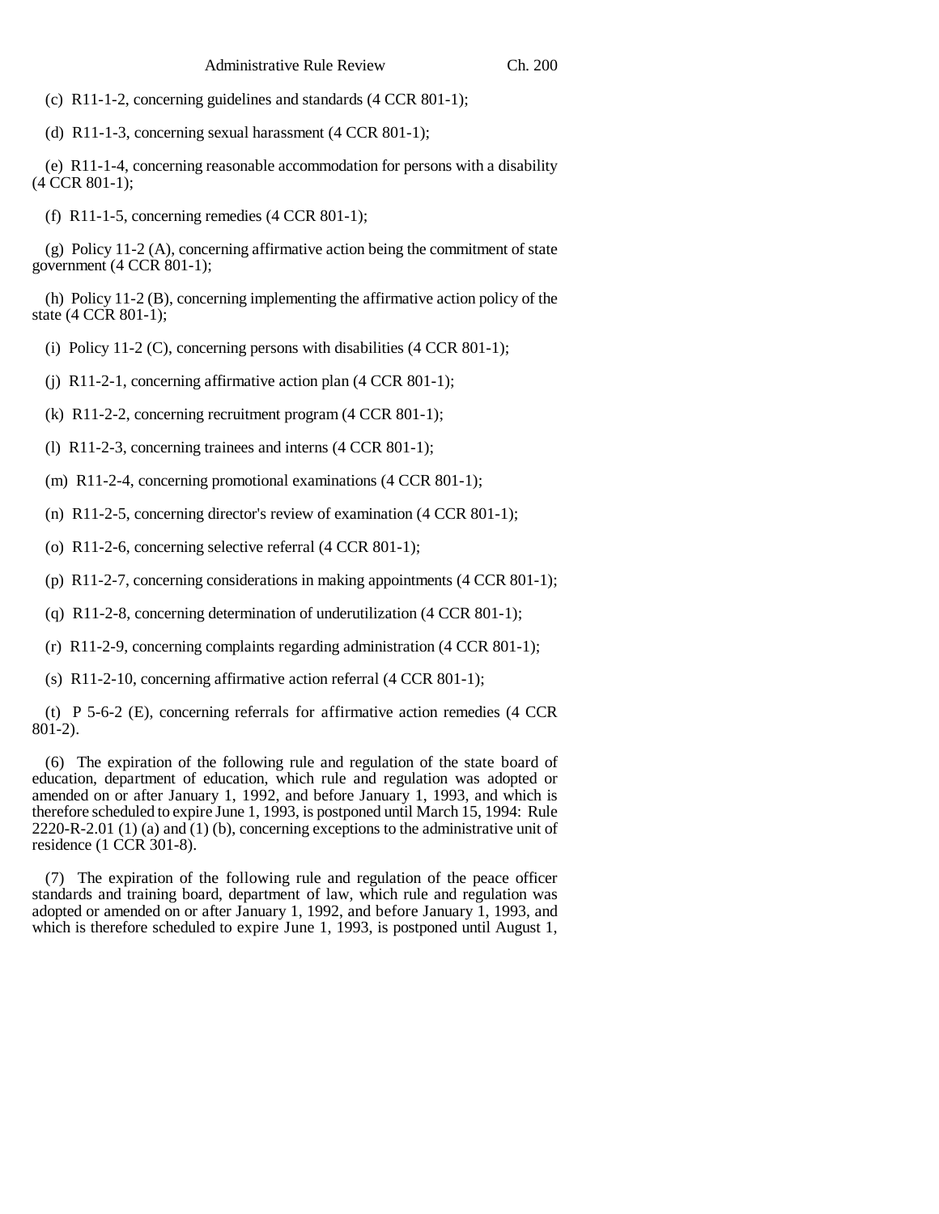(c) R11-1-2, concerning guidelines and standards (4 CCR 801-1);

(d) R11-1-3, concerning sexual harassment (4 CCR 801-1);

(e) R11-1-4, concerning reasonable accommodation for persons with a disability (4 CCR 801-1);

(f) R11-1-5, concerning remedies (4 CCR 801-1);

(g) Policy 11-2 (A), concerning affirmative action being the commitment of state government (4 CCR 801-1);

(h) Policy 11-2 (B), concerning implementing the affirmative action policy of the state (4 CCR 801-1);

(i) Policy 11-2 (C), concerning persons with disabilities (4 CCR 801-1);

(j) R11-2-1, concerning affirmative action plan (4 CCR 801-1);

(k) R11-2-2, concerning recruitment program (4 CCR 801-1);

(l) R11-2-3, concerning trainees and interns (4 CCR 801-1);

(m) R11-2-4, concerning promotional examinations (4 CCR 801-1);

(n) R11-2-5, concerning director's review of examination (4 CCR 801-1);

(o) R11-2-6, concerning selective referral (4 CCR 801-1);

(p) R11-2-7, concerning considerations in making appointments (4 CCR 801-1);

(q) R11-2-8, concerning determination of underutilization (4 CCR 801-1);

(r) R11-2-9, concerning complaints regarding administration (4 CCR 801-1);

(s) R11-2-10, concerning affirmative action referral (4 CCR 801-1);

(t) P 5-6-2 (E), concerning referrals for affirmative action remedies (4 CCR 801-2).

(6) The expiration of the following rule and regulation of the state board of education, department of education, which rule and regulation was adopted or amended on or after January 1, 1992, and before January 1, 1993, and which is therefore scheduled to expire June 1, 1993, is postponed until March 15, 1994: Rule 2220-R-2.01 (1) (a) and (1) (b), concerning exceptions to the administrative unit of residence (1 CCR 301-8).

(7) The expiration of the following rule and regulation of the peace officer standards and training board, department of law, which rule and regulation was adopted or amended on or after January 1, 1992, and before January 1, 1993, and which is therefore scheduled to expire June 1, 1993, is postponed until August 1,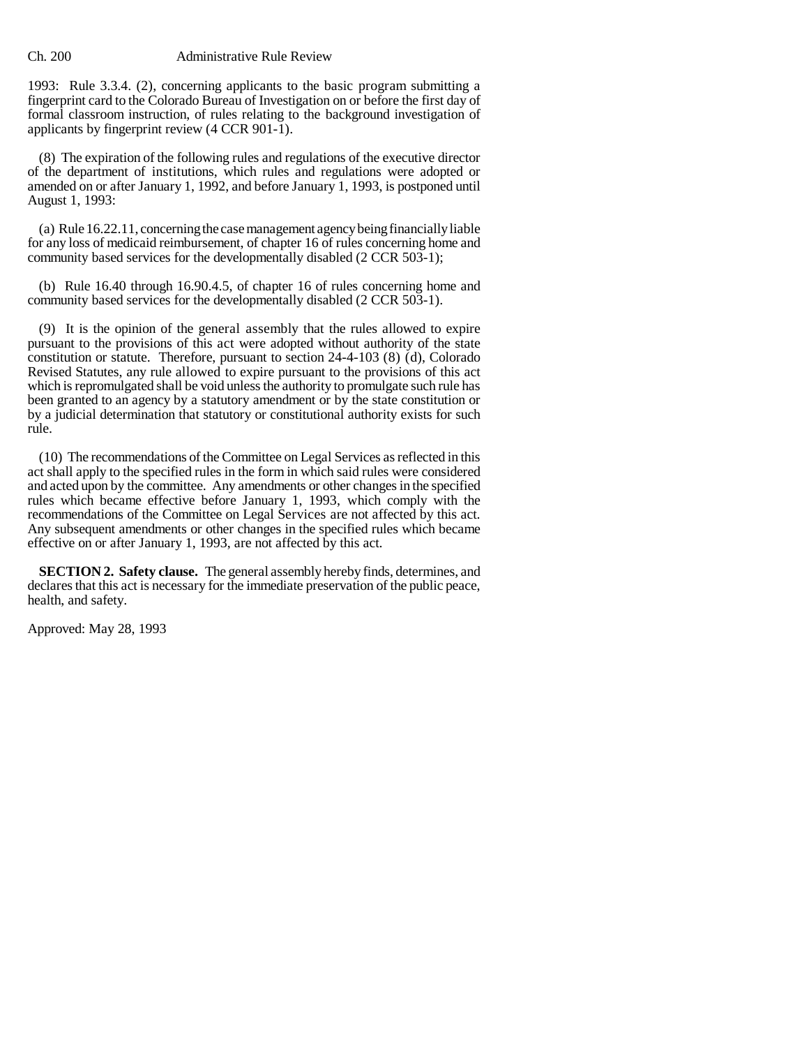1993: Rule 3.3.4. (2), concerning applicants to the basic program submitting a fingerprint card to the Colorado Bureau of Investigation on or before the first day of formal classroom instruction, of rules relating to the background investigation of applicants by fingerprint review (4 CCR 901-1).

(8) The expiration of the following rules and regulations of the executive director of the department of institutions, which rules and regulations were adopted or amended on or after January 1, 1992, and before January 1, 1993, is postponed until August 1, 1993:

(a) Rule 16.22.11, concerning the case management agency being financially liable for any loss of medicaid reimbursement, of chapter 16 of rules concerning home and community based services for the developmentally disabled (2 CCR 503-1);

(b) Rule 16.40 through 16.90.4.5, of chapter 16 of rules concerning home and community based services for the developmentally disabled (2 CCR 503-1).

(9) It is the opinion of the general assembly that the rules allowed to expire pursuant to the provisions of this act were adopted without authority of the state constitution or statute. Therefore, pursuant to section 24-4-103 (8) (d), Colorado Revised Statutes, any rule allowed to expire pursuant to the provisions of this act which is repromulgated shall be void unless the authority to promulgate such rule has been granted to an agency by a statutory amendment or by the state constitution or by a judicial determination that statutory or constitutional authority exists for such rule.

(10) The recommendations of the Committee on Legal Services as reflected in this act shall apply to the specified rules in the form in which said rules were considered and acted upon by the committee. Any amendments or other changes in the specified rules which became effective before January 1, 1993, which comply with the recommendations of the Committee on Legal Services are not affected by this act. Any subsequent amendments or other changes in the specified rules which became effective on or after January 1, 1993, are not affected by this act.

**SECTION 2. Safety clause.** The general assembly hereby finds, determines, and declares that this act is necessary for the immediate preservation of the public peace, health, and safety.

Approved: May 28, 1993